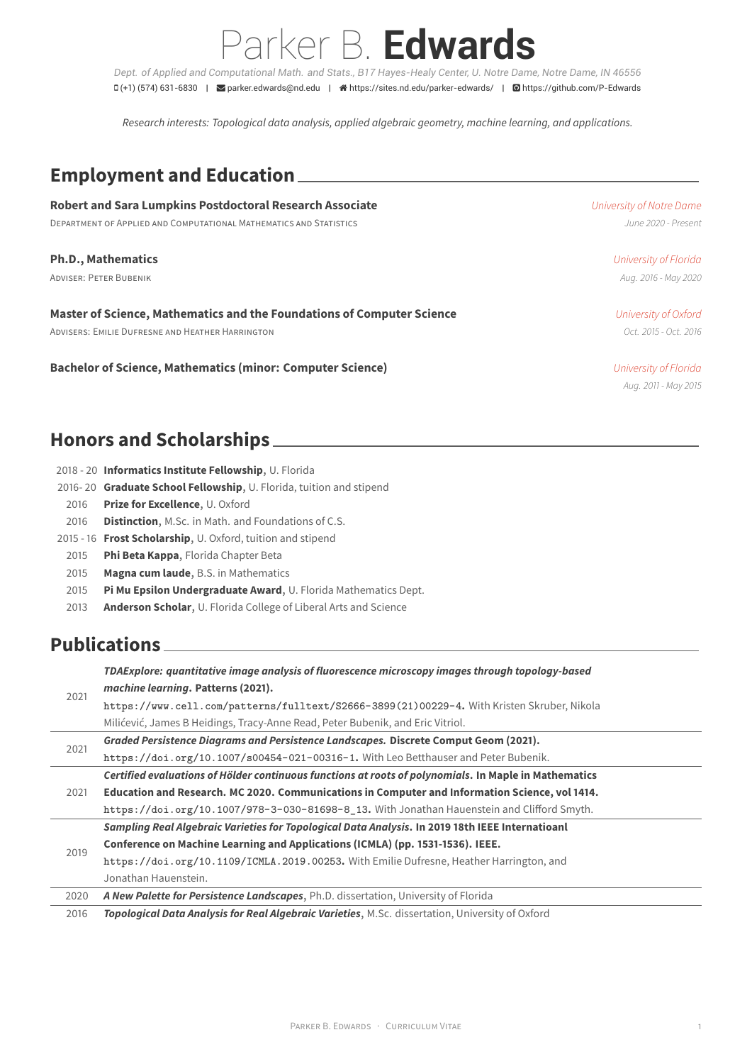# Parker B. **Edwards**

*Dept. of Applied and Computational Math. and Stats., B17 Hayes-Healy Center, U. Notre Dame, Notre Dame, IN 46556*

(+1) (574) 631-6830 | parker.edwards@nd.edu | https://sites.nd.edu/parker-edwards/ | https://github.com/P-Edwards

*Research interests: Topological data analysis, applied algebraic geometry, machine learning, and applications.*

## Employment and Education

**Robert and Sara Lumpkins Postdoctoral Research Associate** — *University of Notre Dame*
Department of Applied and Computational Mathematics and Statistics — *June 2020 - Present*

**Ph.D., Mathematics** — *University of Florida*
Adviser: Peter Bubenik — *Aug. 2016 - May 2020*

**Master of Science, Mathematics and the Foundations of Computer Science** — *University of Oxford*
Advisers: Emilie Dufresne and Heather Harrington — *Oct. 2015 - Oct. 2016*

**Bachelor of Science, Mathematics (minor: Computer Science)** — *University of Florida*
*Aug. 2011 - May 2015*

## Honors and Scholarships

- 2018 - 20 **Informatics Institute Fellowship**, U. Florida
- 2016- 20 **Graduate School Fellowship**, U. Florida, tuition and stipend
- 2016 **Prize for Excellence**, U. Oxford
- 2016 **Distinction**, M.Sc. in Math. and Foundations of C.S.
- 2015 - 16 **Frost Scholarship**, U. Oxford, tuition and stipend
- 2015 **Phi Beta Kappa**, Florida Chapter Beta
- 2015 **Magna cum laude**, B.S. in Mathematics
- 2015 **Pi Mu Epsilon Undergraduate Award**, U. Florida Mathematics Dept.
- 2013 **Anderson Scholar**, U. Florida College of Liberal Arts and Science

## Publications

| Year | Publication |
|---|---|
| 2021 | ***TDAExplore: quantitative image analysis of fluorescence microscopy images through topology-based machine learning*. Patterns (2021).** `https://www.cell.com/patterns/fulltext/S2666-3899(21)00229-4`. With Kristen Skruber, Nikola Milićević, James B Heidings, Tracy-Anne Read, Peter Bubenik, and Eric Vitriol. |
| 2021 | ***Graded Persistence Diagrams and Persistence Landscapes*. Discrete Comput Geom (2021).** `https://doi.org/10.1007/s00454-021-00316-1`. With Leo Betthauser and Peter Bubenik. |
| 2021 | ***Certified evaluations of Hölder continuous functions at roots of polynomials*. In Maple in Mathematics Education and Research. MC 2020. Communications in Computer and Information Science, vol 1414.** `https://doi.org/10.1007/978-3-030-81698-8_13`. With Jonathan Hauenstein and Clifford Smyth. |
| 2019 | ***Sampling Real Algebraic Varieties for Topological Data Analysis*. In 2019 18th IEEE Internatioanl Conference on Machine Learning and Applications (ICMLA) (pp. 1531-1536). IEEE.** `https://doi.org/10.1109/ICMLA.2019.00253`. With Emilie Dufresne, Heather Harrington, and Jonathan Hauenstein. |
| 2020 | ***A New Palette for Persistence Landscapes***, Ph.D. dissertation, University of Florida |
| 2016 | ***Topological Data Analysis for Real Algebraic Varieties***, M.Sc. dissertation, University of Oxford |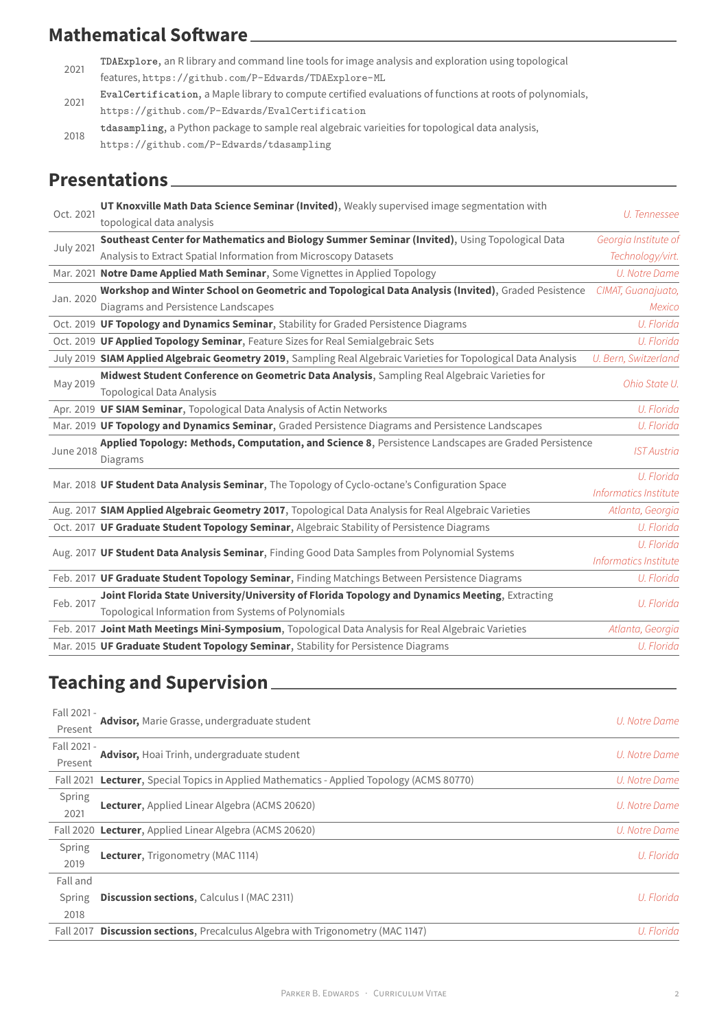## Mathematical Software

| | |
|---|---|
| 2021 | `TDAExplore`, an R library and command line tools for image analysis and exploration using topological features, `https://github.com/P-Edwards/TDAExplore-ML` |
| 2021 | `EvalCertification`, a Maple library to compute certified evaluations of functions at roots of polynomials, `https://github.com/P-Edwards/EvalCertification` |
| 2018 | `tdasampling`, a Python package to sample real algebraic varieities for topological data analysis, `https://github.com/P-Edwards/tdasampling` |

## Presentations

| | | |
|---|---|---|
| Oct. 2021 | **UT Knoxville Math Data Science Seminar (Invited)**, Weakly supervised image segmentation with topological data analysis | *U. Tennessee* |
| July 2021 | **Southeast Center for Mathematics and Biology Summer Seminar (Invited)**, Using Topological Data Analysis to Extract Spatial Information from Microscopy Datasets | *Georgia Institute of Technology/virt.* |
| Mar. 2021 | **Notre Dame Applied Math Seminar**, Some Vignettes in Applied Topology | *U. Notre Dame* |
| Jan. 2020 | **Workshop and Winter School on Geometric and Topological Data Analysis (Invited)**, Graded Pesistence Diagrams and Persistence Landscapes | *CIMAT, Guanajuato, Mexico* |
| Oct. 2019 | **UF Topology and Dynamics Seminar**, Stability for Graded Persistence Diagrams | *U. Florida* |
| Oct. 2019 | **UF Applied Topology Seminar**, Feature Sizes for Real Semialgebraic Sets | *U. Florida* |
| July 2019 | **SIAM Applied Algebraic Geometry 2019**, Sampling Real Algebraic Varieties for Topological Data Analysis | *U. Bern, Switzerland* |
| May 2019 | **Midwest Student Conference on Geometric Data Analysis**, Sampling Real Algebraic Varieties for Topological Data Analysis | *Ohio State U.* |
| Apr. 2019 | **UF SIAM Seminar**, Topological Data Analysis of Actin Networks | *U. Florida* |
| Mar. 2019 | **UF Topology and Dynamics Seminar**, Graded Persistence Diagrams and Persistence Landscapes | *U. Florida* |
| June 2018 | **Applied Topology: Methods, Computation, and Science 8**, Persistence Landscapes are Graded Persistence Diagrams | *IST Austria* |
| Mar. 2018 | **UF Student Data Analysis Seminar**, The Topology of Cyclo-octane's Configuration Space | *U. Florida Informatics Institute* |
| Aug. 2017 | **SIAM Applied Algebraic Geometry 2017**, Topological Data Analysis for Real Algebraic Varieties | *Atlanta, Georgia* |
| Oct. 2017 | **UF Graduate Student Topology Seminar**, Algebraic Stability of Persistence Diagrams | *U. Florida* |
| Aug. 2017 | **UF Student Data Analysis Seminar**, Finding Good Data Samples from Polynomial Systems | *U. Florida Informatics Institute* |
| Feb. 2017 | **UF Graduate Student Topology Seminar**, Finding Matchings Between Persistence Diagrams | *U. Florida* |
| Feb. 2017 | **Joint Florida State University/University of Florida Topology and Dynamics Meeting**, Extracting Topological Information from Systems of Polynomials | *U. Florida* |
| Feb. 2017 | **Joint Math Meetings Mini-Symposium**, Topological Data Analysis for Real Algebraic Varieties | *Atlanta, Georgia* |
| Mar. 2015 | **UF Graduate Student Topology Seminar**, Stability for Persistence Diagrams | *U. Florida* |

## Teaching and Supervision

| | | |
|---|---|---|
| Fall 2021 - Present | **Advisor,** Marie Grasse, undergraduate student | *U. Notre Dame* |
| Fall 2021 - Present | **Advisor,** Hoai Trinh, undergraduate student | *U. Notre Dame* |
| Fall 2021 | **Lecturer**, Special Topics in Applied Mathematics - Applied Topology (ACMS 80770) | *U. Notre Dame* |
| Spring 2021 | **Lecturer**, Applied Linear Algebra (ACMS 20620) | *U. Notre Dame* |
| Fall 2020 | **Lecturer**, Applied Linear Algebra (ACMS 20620) | *U. Notre Dame* |
| Spring 2019 | **Lecturer**, Trigonometry (MAC 1114) | *U. Florida* |
| Fall and Spring 2018 | **Discussion sections**, Calculus I (MAC 2311) | *U. Florida* |
| Fall 2017 | **Discussion sections**, Precalculus Algebra with Trigonometry (MAC 1147) | *U. Florida* |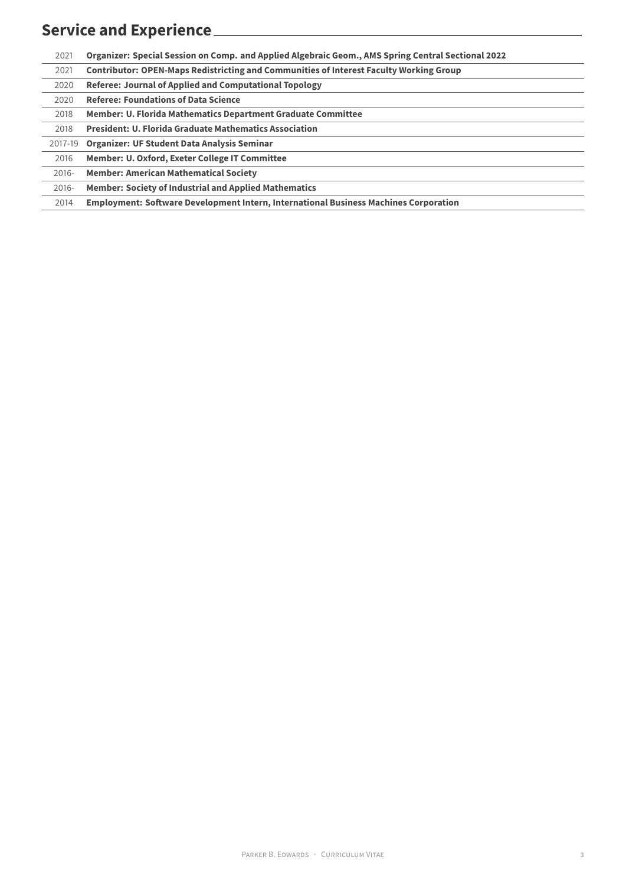## Service and Experience

| | |
|---|---|
| 2021 | **Organizer: Special Session on Comp. and Applied Algebraic Geom., AMS Spring Central Sectional 2022** |
| 2021 | **Contributor: OPEN-Maps Redistricting and Communities of Interest Faculty Working Group** |
| 2020 | **Referee: Journal of Applied and Computational Topology** |
| 2020 | **Referee: Foundations of Data Science** |
| 2018 | **Member: U. Florida Mathematics Department Graduate Committee** |
| 2018 | **President: U. Florida Graduate Mathematics Association** |
| 2017-19 | **Organizer: UF Student Data Analysis Seminar** |
| 2016 | **Member: U. Oxford, Exeter College IT Committee** |
| 2016- | **Member: American Mathematical Society** |
| 2016- | **Member: Society of Industrial and Applied Mathematics** |
| 2014 | **Employment: Software Development Intern, International Business Machines Corporation** |